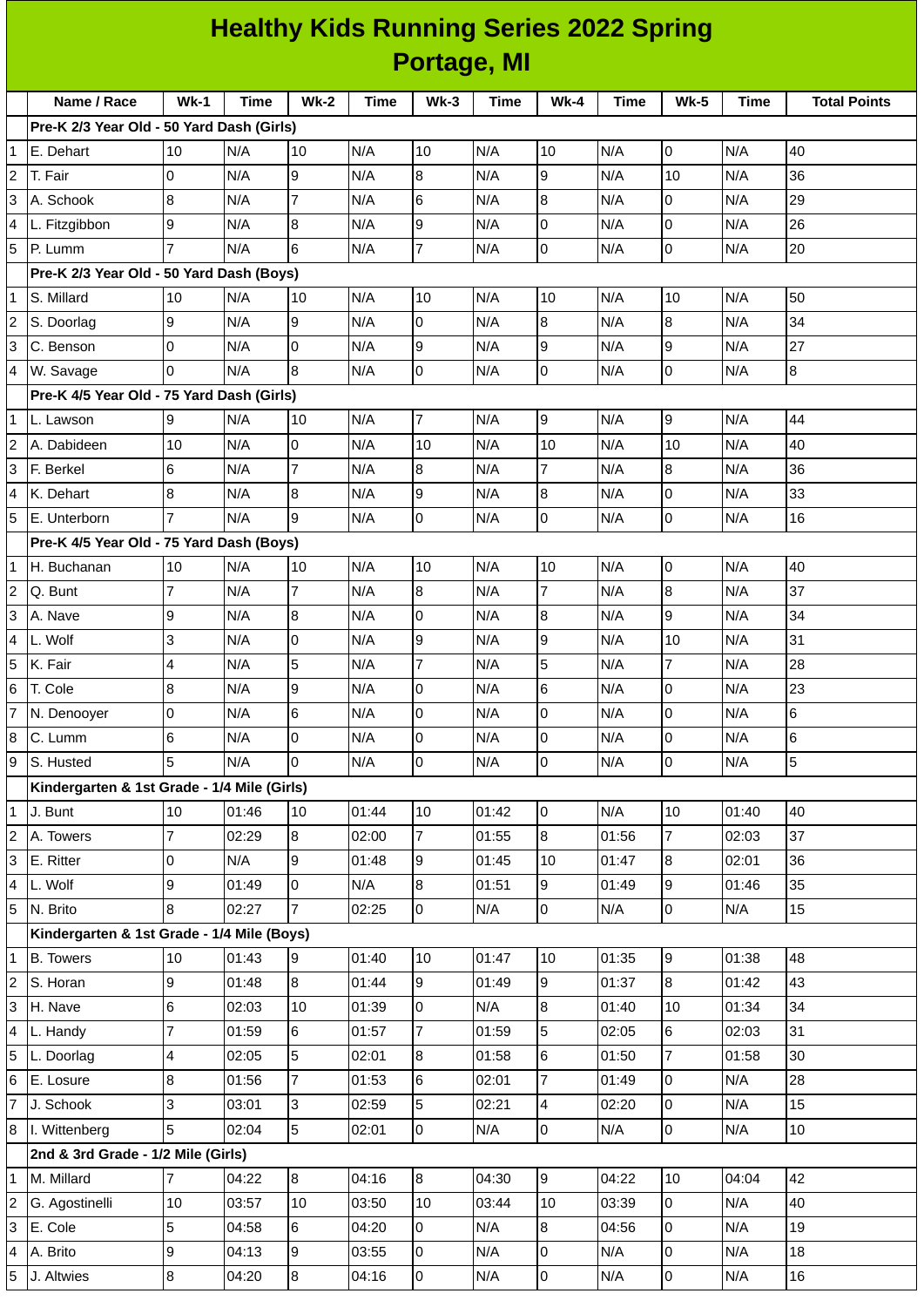# Healthy Kids Running Series 2022 Spring
## Portage, MI

| | Name / Race | Wk-1 | Time | Wk-2 | Time | Wk-3 | Time | Wk-4 | Time | Wk-5 | Time | Total Points |
|---|---|---|---|---|---|---|---|---|---|---|---|---|
| | **Pre-K 2/3 Year Old - 50 Yard Dash (Girls)** | | | | | | | | | | | |
| 1 | E. Dehart | 10 | N/A | 10 | N/A | 10 | N/A | 10 | N/A | 0 | N/A | 40 |
| 2 | T. Fair | 0 | N/A | 9 | N/A | 8 | N/A | 9 | N/A | 10 | N/A | 36 |
| 3 | A. Schook | 8 | N/A | 7 | N/A | 6 | N/A | 8 | N/A | 0 | N/A | 29 |
| 4 | L. Fitzgibbon | 9 | N/A | 8 | N/A | 9 | N/A | 0 | N/A | 0 | N/A | 26 |
| 5 | P. Lumm | 7 | N/A | 6 | N/A | 7 | N/A | 0 | N/A | 0 | N/A | 20 |
| | **Pre-K 2/3 Year Old - 50 Yard Dash (Boys)** | | | | | | | | | | | |
| 1 | S. Millard | 10 | N/A | 10 | N/A | 10 | N/A | 10 | N/A | 10 | N/A | 50 |
| 2 | S. Doorlag | 9 | N/A | 9 | N/A | 0 | N/A | 8 | N/A | 8 | N/A | 34 |
| 3 | C. Benson | 0 | N/A | 0 | N/A | 9 | N/A | 9 | N/A | 9 | N/A | 27 |
| 4 | W. Savage | 0 | N/A | 8 | N/A | 0 | N/A | 0 | N/A | 0 | N/A | 8 |
| | **Pre-K 4/5 Year Old - 75 Yard Dash (Girls)** | | | | | | | | | | | |
| 1 | L. Lawson | 9 | N/A | 10 | N/A | 7 | N/A | 9 | N/A | 9 | N/A | 44 |
| 2 | A. Dabideen | 10 | N/A | 0 | N/A | 10 | N/A | 10 | N/A | 10 | N/A | 40 |
| 3 | F. Berkel | 6 | N/A | 7 | N/A | 8 | N/A | 7 | N/A | 8 | N/A | 36 |
| 4 | K. Dehart | 8 | N/A | 8 | N/A | 9 | N/A | 8 | N/A | 0 | N/A | 33 |
| 5 | E. Unterborn | 7 | N/A | 9 | N/A | 0 | N/A | 0 | N/A | 0 | N/A | 16 |
| | **Pre-K 4/5 Year Old - 75 Yard Dash (Boys)** | | | | | | | | | | | |
| 1 | H. Buchanan | 10 | N/A | 10 | N/A | 10 | N/A | 10 | N/A | 0 | N/A | 40 |
| 2 | Q. Bunt | 7 | N/A | 7 | N/A | 8 | N/A | 7 | N/A | 8 | N/A | 37 |
| 3 | A. Nave | 9 | N/A | 8 | N/A | 0 | N/A | 8 | N/A | 9 | N/A | 34 |
| 4 | L. Wolf | 3 | N/A | 0 | N/A | 9 | N/A | 9 | N/A | 10 | N/A | 31 |
| 5 | K. Fair | 4 | N/A | 5 | N/A | 7 | N/A | 5 | N/A | 7 | N/A | 28 |
| 6 | T. Cole | 8 | N/A | 9 | N/A | 0 | N/A | 6 | N/A | 0 | N/A | 23 |
| 7 | N. Denooyer | 0 | N/A | 6 | N/A | 0 | N/A | 0 | N/A | 0 | N/A | 6 |
| 8 | C. Lumm | 6 | N/A | 0 | N/A | 0 | N/A | 0 | N/A | 0 | N/A | 6 |
| 9 | S. Husted | 5 | N/A | 0 | N/A | 0 | N/A | 0 | N/A | 0 | N/A | 5 |
| | **Kindergarten & 1st Grade - 1/4 Mile (Girls)** | | | | | | | | | | | |
| 1 | J. Bunt | 10 | 01:46 | 10 | 01:44 | 10 | 01:42 | 0 | N/A | 10 | 01:40 | 40 |
| 2 | A. Towers | 7 | 02:29 | 8 | 02:00 | 7 | 01:55 | 8 | 01:56 | 7 | 02:03 | 37 |
| 3 | E. Ritter | 0 | N/A | 9 | 01:48 | 9 | 01:45 | 10 | 01:47 | 8 | 02:01 | 36 |
| 4 | L. Wolf | 9 | 01:49 | 0 | N/A | 8 | 01:51 | 9 | 01:49 | 9 | 01:46 | 35 |
| 5 | N. Brito | 8 | 02:27 | 7 | 02:25 | 0 | N/A | 0 | N/A | 0 | N/A | 15 |
| | **Kindergarten & 1st Grade - 1/4 Mile (Boys)** | | | | | | | | | | | |
| 1 | B. Towers | 10 | 01:43 | 9 | 01:40 | 10 | 01:47 | 10 | 01:35 | 9 | 01:38 | 48 |
| 2 | S. Horan | 9 | 01:48 | 8 | 01:44 | 9 | 01:49 | 9 | 01:37 | 8 | 01:42 | 43 |
| 3 | H. Nave | 6 | 02:03 | 10 | 01:39 | 0 | N/A | 8 | 01:40 | 10 | 01:34 | 34 |
| 4 | L. Handy | 7 | 01:59 | 6 | 01:57 | 7 | 01:59 | 5 | 02:05 | 6 | 02:03 | 31 |
| 5 | L. Doorlag | 4 | 02:05 | 5 | 02:01 | 8 | 01:58 | 6 | 01:50 | 7 | 01:58 | 30 |
| 6 | E. Losure | 8 | 01:56 | 7 | 01:53 | 6 | 02:01 | 7 | 01:49 | 0 | N/A | 28 |
| 7 | J. Schook | 3 | 03:01 | 3 | 02:59 | 5 | 02:21 | 4 | 02:20 | 0 | N/A | 15 |
| 8 | I. Wittenberg | 5 | 02:04 | 5 | 02:01 | 0 | N/A | 0 | N/A | 0 | N/A | 10 |
| | **2nd & 3rd Grade - 1/2 Mile (Girls)** | | | | | | | | | | | |
| 1 | M. Millard | 7 | 04:22 | 8 | 04:16 | 8 | 04:30 | 9 | 04:22 | 10 | 04:04 | 42 |
| 2 | G. Agostinelli | 10 | 03:57 | 10 | 03:50 | 10 | 03:44 | 10 | 03:39 | 0 | N/A | 40 |
| 3 | E. Cole | 5 | 04:58 | 6 | 04:20 | 0 | N/A | 8 | 04:56 | 0 | N/A | 19 |
| 4 | A. Brito | 9 | 04:13 | 9 | 03:55 | 0 | N/A | 0 | N/A | 0 | N/A | 18 |
| 5 | J. Altwies | 8 | 04:20 | 8 | 04:16 | 0 | N/A | 0 | N/A | 0 | N/A | 16 |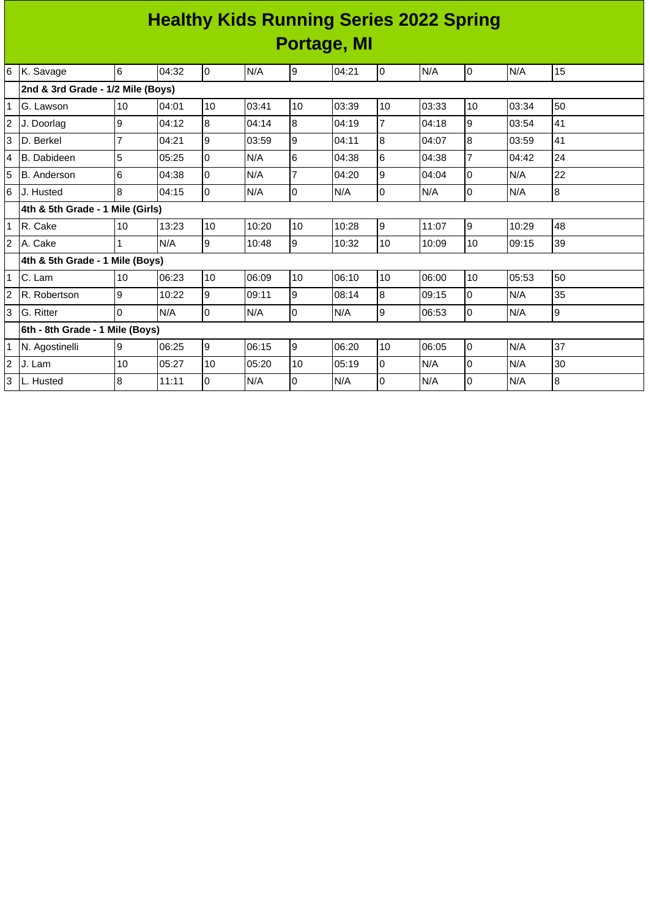# Healthy Kids Running Series 2022 Spring

## Portage, MI

| | | | | | | | | | | | | |
|---|---|---|---|---|---|---|---|---|---|---|---|---|
| 6 | K. Savage | 6 | 04:32 | 0 | N/A | 9 | 04:21 | 0 | N/A | 0 | N/A | 15 |
| | **2nd & 3rd Grade - 1/2 Mile (Boys)** | | | | | | | | | | | |
| 1 | G. Lawson | 10 | 04:01 | 10 | 03:41 | 10 | 03:39 | 10 | 03:33 | 10 | 03:34 | 50 |
| 2 | J. Doorlag | 9 | 04:12 | 8 | 04:14 | 8 | 04:19 | 7 | 04:18 | 9 | 03:54 | 41 |
| 3 | D. Berkel | 7 | 04:21 | 9 | 03:59 | 9 | 04:11 | 8 | 04:07 | 8 | 03:59 | 41 |
| 4 | B. Dabideen | 5 | 05:25 | 0 | N/A | 6 | 04:38 | 6 | 04:38 | 7 | 04:42 | 24 |
| 5 | B. Anderson | 6 | 04:38 | 0 | N/A | 7 | 04:20 | 9 | 04:04 | 0 | N/A | 22 |
| 6 | J. Husted | 8 | 04:15 | 0 | N/A | 0 | N/A | 0 | N/A | 0 | N/A | 8 |
| | **4th & 5th Grade - 1 Mile (Girls)** | | | | | | | | | | | |
| 1 | R. Cake | 10 | 13:23 | 10 | 10:20 | 10 | 10:28 | 9 | 11:07 | 9 | 10:29 | 48 |
| 2 | A. Cake | 1 | N/A | 9 | 10:48 | 9 | 10:32 | 10 | 10:09 | 10 | 09:15 | 39 |
| | **4th & 5th Grade - 1 Mile (Boys)** | | | | | | | | | | | |
| 1 | C. Lam | 10 | 06:23 | 10 | 06:09 | 10 | 06:10 | 10 | 06:00 | 10 | 05:53 | 50 |
| 2 | R. Robertson | 9 | 10:22 | 9 | 09:11 | 9 | 08:14 | 8 | 09:15 | 0 | N/A | 35 |
| 3 | G. Ritter | 0 | N/A | 0 | N/A | 0 | N/A | 9 | 06:53 | 0 | N/A | 9 |
| | **6th - 8th Grade - 1 Mile (Boys)** | | | | | | | | | | | |
| 1 | N. Agostinelli | 9 | 06:25 | 9 | 06:15 | 9 | 06:20 | 10 | 06:05 | 0 | N/A | 37 |
| 2 | J. Lam | 10 | 05:27 | 10 | 05:20 | 10 | 05:19 | 0 | N/A | 0 | N/A | 30 |
| 3 | L. Husted | 8 | 11:11 | 0 | N/A | 0 | N/A | 0 | N/A | 0 | N/A | 8 |